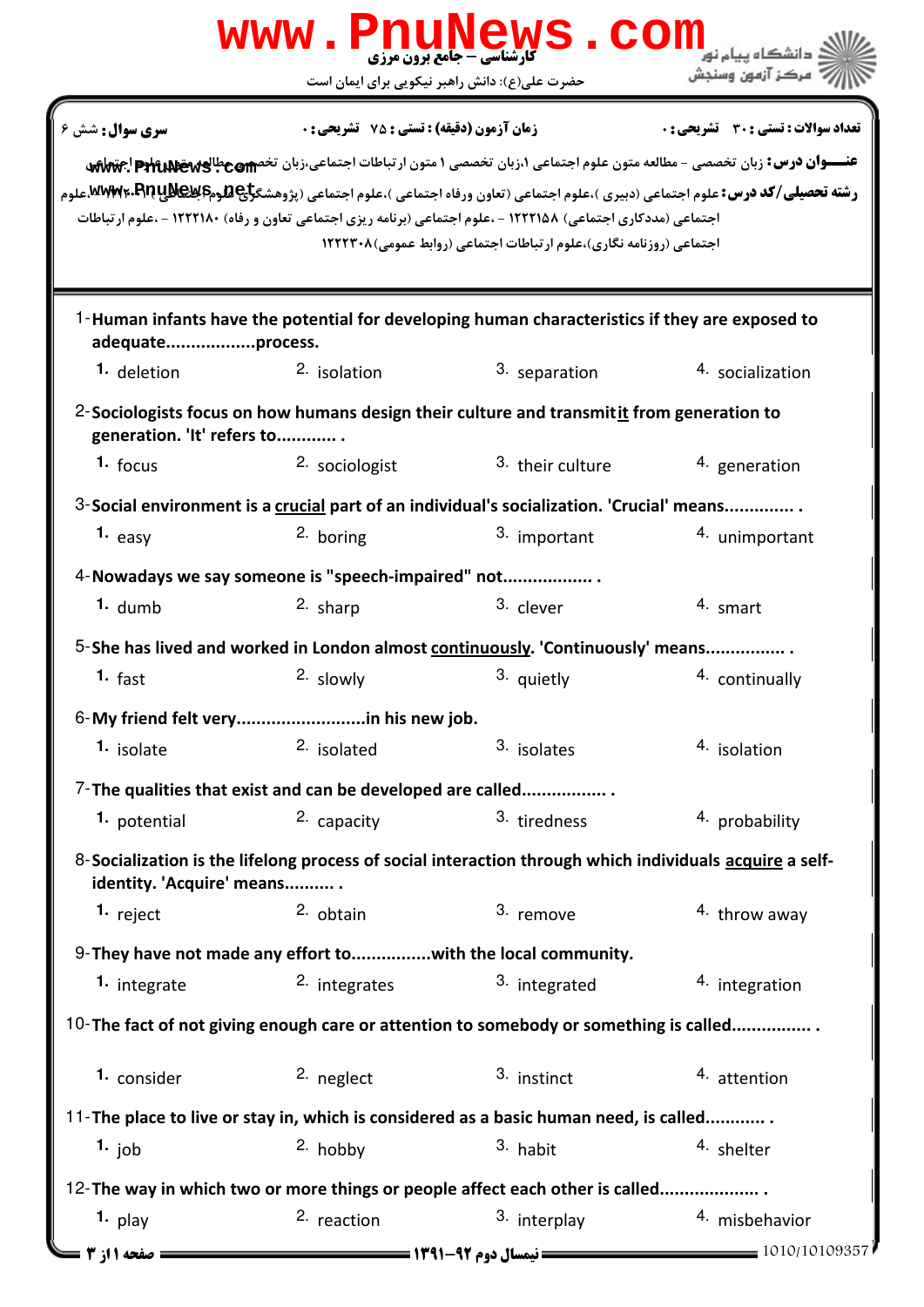کارشناسی – جامع برون مرزی

حضرت علی(ع): دانش راهبر نیکویی برای ایمان است

**تعداد سوالات : تستی : ۳۰ تشریحی : ۰** | **زمان آزمون (دقیقه) : تستی : ۷۵ تشریحی : ۰** | **سری سوال :** شش ۶

**عنـــوان درس:** زبان تخصصی – مطالعه متون علوم اجتماعی ۱،زبان تخصصی ۱ متون ارتباطات اجتماعی،زبان تخصصی-مطالعه متون علوم اجتماعی

**رشته تحصیلی/کد درس:** علوم اجتماعی (دبیری )،علوم اجتماعی (تعاون ورفاه اجتماعی )،علوم اجتماعی (پژوهشگری علوم اجتماعی) ۱۲۲۲۰۰۱ -،علوم اجتماعی (مددکاری اجتماعی) ۱۲۲۲۱۵۸ - ،علوم اجتماعی (برنامه ریزی اجتماعی تعاون و رفاه) ۱۲۲۲۱۸۰ - ،علوم ارتباطات اجتماعی (روزنامه نگاری)،علوم ارتباطات اجتماعی (روابط عمومی)۱۲۲۲۳۰۸

1- **Human infants have the potential for developing human characteristics if they are exposed to adequate..................process.**

1. deletion   2. isolation   3. separation   4. socialization

2- **Sociologists focus on how humans design their culture and transmit it from generation to generation. 'It' refers to............ .**

1. focus   2. sociologist   3. their culture   4. generation

3- **Social environment is a crucial part of an individual's socialization. 'Crucial' means.............. .**

1. easy   2. boring   3. important   4. unimportant

4- **Nowadays we say someone is "speech-impaired" not.................. .**

1. dumb   2. sharp   3. clever   4. smart

5- **She has lived and worked in London almost continuously. 'Continuously' means................ .**

1. fast   2. slowly   3. quietly   4. continually

6- **My friend felt very..........................in his new job.**

1. isolate   2. isolated   3. isolates   4. isolation

7- **The qualities that exist and can be developed are called................. .**

1. potential   2. capacity   3. tiredness   4. probability

8- **Socialization is the lifelong process of social interaction through which individuals acquire a self-identity. 'Acquire' means.......... .**

1. reject   2. obtain   3. remove   4. throw away

9- **They have not made any effort to...............with the local community.**

1. integrate   2. integrates   3. integrated   4. integration

10- **The fact of not giving enough care or attention to somebody or something is called................ .**

1. consider   2. neglect   3. instinct   4. attention

11- **The place to live or stay in, which is considered as a basic human need, is called............ .**

1. job   2. hobby   3. habit   4. shelter

12- **The way in which two or more things or people affect each other is called................... .**

1. play   2. reaction   3. interplay   4. misbehavior

نیمسال دوم ۹۲-۱۳۹۱

1010/10109357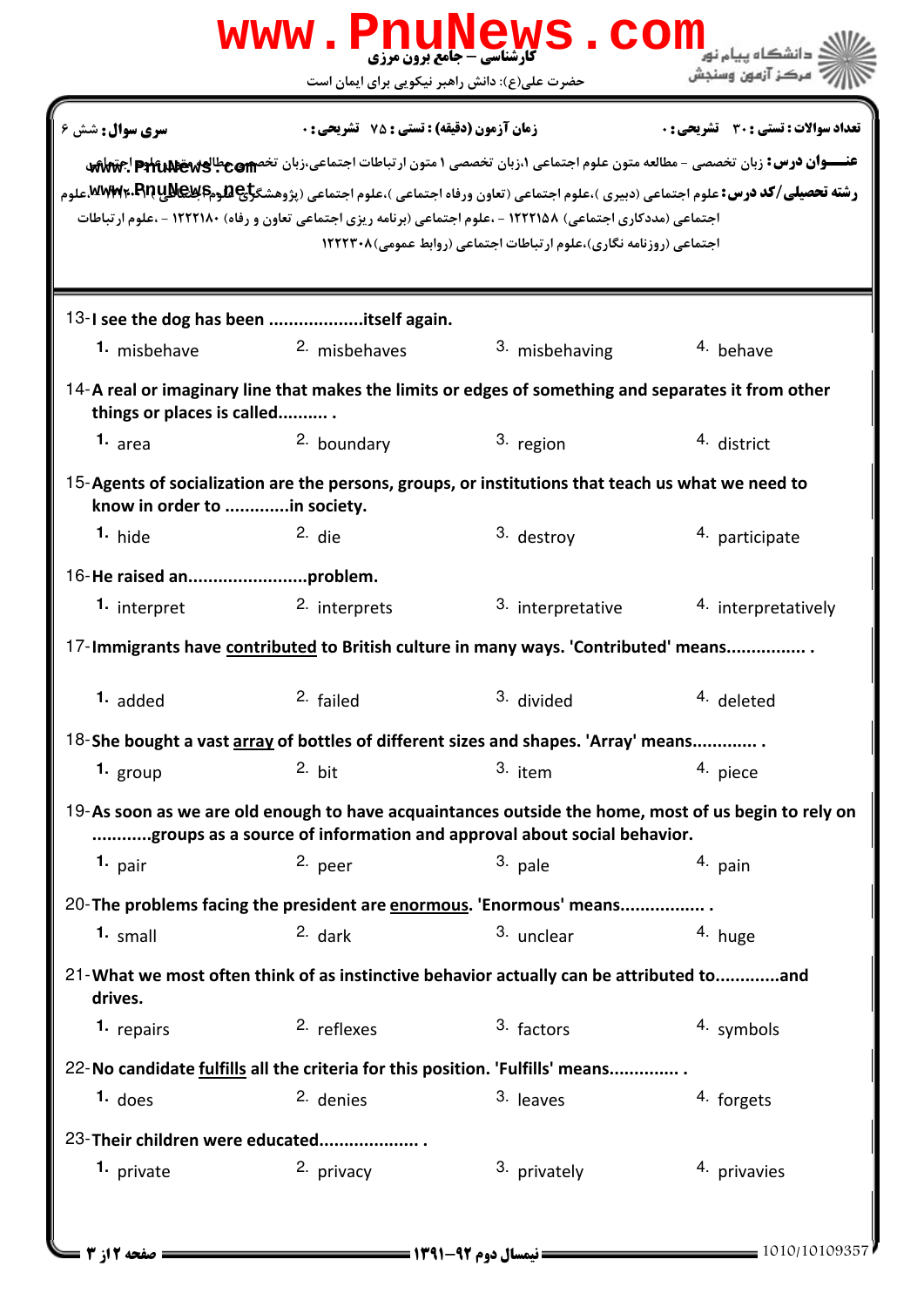**سری سوال:** شش ۶

**زمان آزمون (دقیقه) : تستی : ۷۵ تشریحی : ۰**

**تعداد سوالات : تستی : ۳۰ تشریحی : ۰**

**عنـــوان درس:** زبان تخصصی - مطالعه متون علوم اجتماعی ۱،زبان تخصصی ۱ متون ارتباطات اجتماعی،زبان تخصصی مطالعه متون علوم اجتماعی

**رشته تحصیلی/کد درس:** علوم اجتماعی (دبیری )،علوم اجتماعی (تعاون ورفاه اجتماعی )،علوم اجتماعی (پژوهشگری علوم اجتماعی) ۱۲۲۲۰۴۱ - ،علوم اجتماعی (مددکاری اجتماعی) ۱۲۲۲۱۵۸ - ،علوم اجتماعی (برنامه ریزی اجتماعی تعاون و رفاه) ۱۲۲۲۱۸۰ - ،علوم ارتباطات اجتماعی (روزنامه نگاری)،علوم ارتباطات اجتماعی (روابط عمومی)۱۲۲۲۳۰۸

13- I see the dog has been ..................itself again.

1. misbehave
2. misbehaves
3. misbehaving
4. behave

14- A real or imaginary line that makes the limits or edges of something and separates it from other things or places is called.......... .

1. area
2. boundary
3. region
4. district

15- Agents of socialization are the persons, groups, or institutions that teach us what we need to know in order to .............in society.

1. hide
2. die
3. destroy
4. participate

16- He raised an........................problem.

1. interpret
2. interprets
3. interpretative
4. interpretatively

17- Immigrants have contributed to British culture in many ways. 'Contributed' means................ .

1. added
2. failed
3. divided
4. deleted

18- She bought a vast array of bottles of different sizes and shapes. 'Array' means............. .

1. group
2. bit
3. item
4. piece

19- As soon as we are old enough to have acquaintances outside the home, most of us begin to rely on ............groups as a source of information and approval about social behavior.

1. pair
2. peer
3. pale
4. pain

20- The problems facing the president are enormous. 'Enormous' means................. .

1. small
2. dark
3. unclear
4. huge

21- What we most often think of as instinctive behavior actually can be attributed to............and drives.

1. repairs
2. reflexes
3. factors
4. symbols

22- No candidate fulfills all the criteria for this position. 'Fulfills' means.............. .

1. does
2. denies
3. leaves
4. forgets

23- Their children were educated.................... .

1. private
2. privacy
3. privately
4. privavies

نیمسال دوم ۹۲-۱۳۹۱

1010/10109357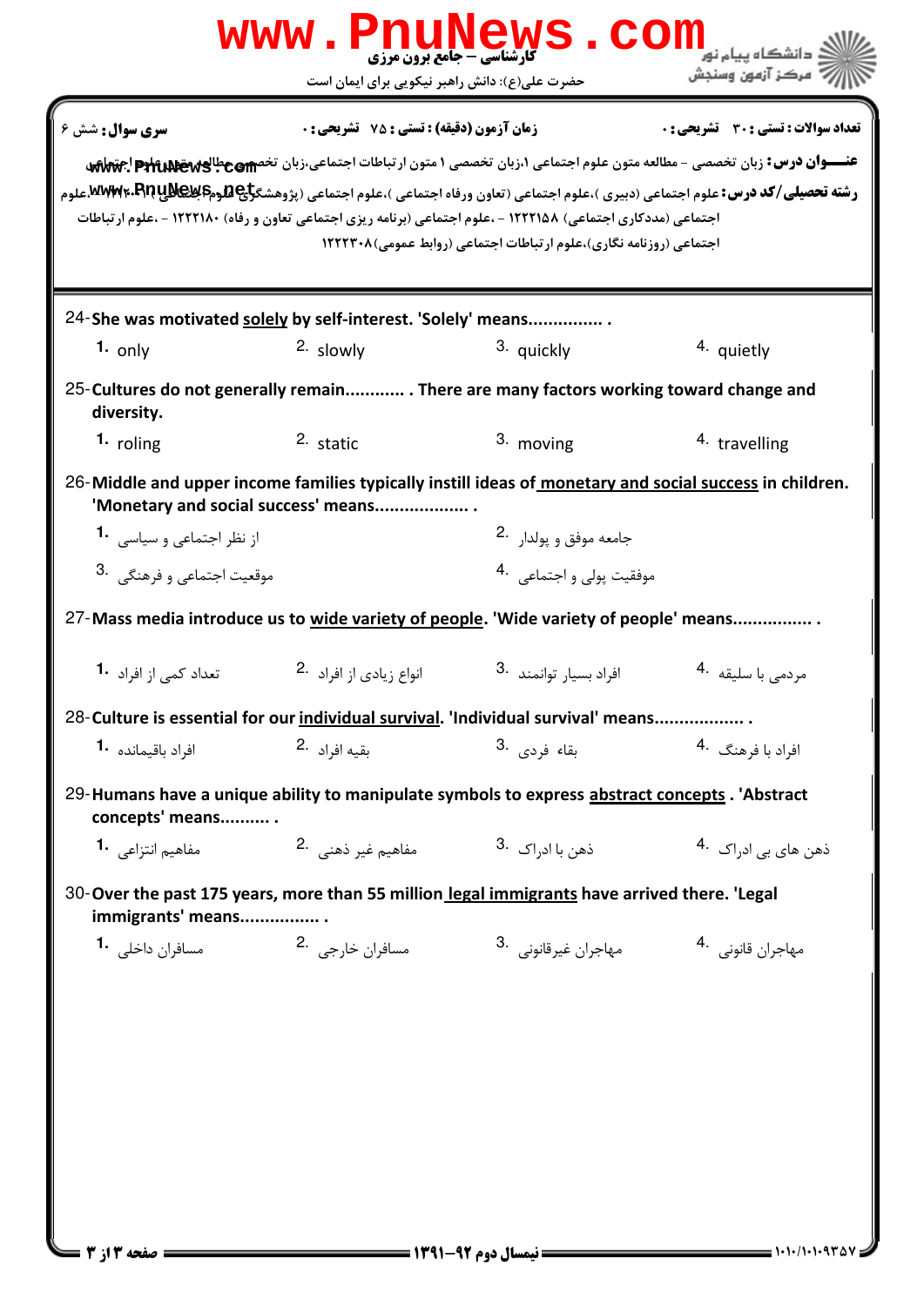**سری سوال:** شش ۶ | **زمان آزمون (دقیقه) : تستی : ۷۵ تشریحی : ۰** | **تعداد سوالات : تستی : ۳۰ تشریحی : ۰**

**عنـــوان درس:** زبان تخصصی - مطالعه متون علوم اجتماعی ۱،زبان تخصصی ۱ متون ارتباطات اجتماعی،زبان تخصصی مطالعه متون علوم اجتماعی

**رشته تحصیلی/کد درس:** علوم اجتماعی (دبیری )،علوم اجتماعی (تعاون ورفاه اجتماعی )،علوم اجتماعی (پژوهشگری علوم اجتماعی) ۱۲۲۲۰۹۱ ،علوم اجتماعی (مددکاری اجتماعی) ۱۲۲۲۱۵۸ - ،علوم اجتماعی (برنامه ریزی اجتماعی تعاون و رفاه) ۱۲۲۲۱۸۰ - ،علوم ارتباطات اجتماعی (روزنامه نگاری)،علوم ارتباطات اجتماعی (روابط عمومی)۱۲۲۲۳۰۸

24- She was motivated solely by self-interest. 'Solely' means............... .

1. only
2. slowly
3. quickly
4. quietly

25- Cultures do not generally remain............ . There are many factors working toward change and diversity.

1. roling
2. static
3. moving
4. travelling

26- Middle and upper income families typically instill ideas of monetary and social success in children. 'Monetary and social success' means................... .

1. از نظر اجتماعی و سیاسی
2. جامعه موفق و پولدار
3. موقعیت اجتماعی و فرهنگی
4. موفقیت پولی و اجتماعی

27- Mass media introduce us to wide variety of people. 'Wide variety of people' means................ .

1. تعداد کمی از افراد
2. انواع زیادی از افراد
3. افراد بسیار توانمند
4. مردمی با سلیقه

28- Culture is essential for our individual survival. 'Individual survival' means.................. .

1. افراد باقیمانده
2. بقیه افراد
3. بقاء فردی
4. افراد با فرهنگ

29- Humans have a unique ability to manipulate symbols to express abstract concepts . 'Abstract concepts' means.......... .

1. مفاهیم انتزاعی
2. مفاهیم غیر ذهنی
3. ذهن با ادراک
4. ذهن های بی ادراک

30- Over the past 175 years, more than 55 million legal immigrants have arrived there. 'Legal immigrants' means................ .

1. مسافران داخلی
2. مسافران خارجی
3. مهاجران غیرقانونی
4. مهاجران قانونی